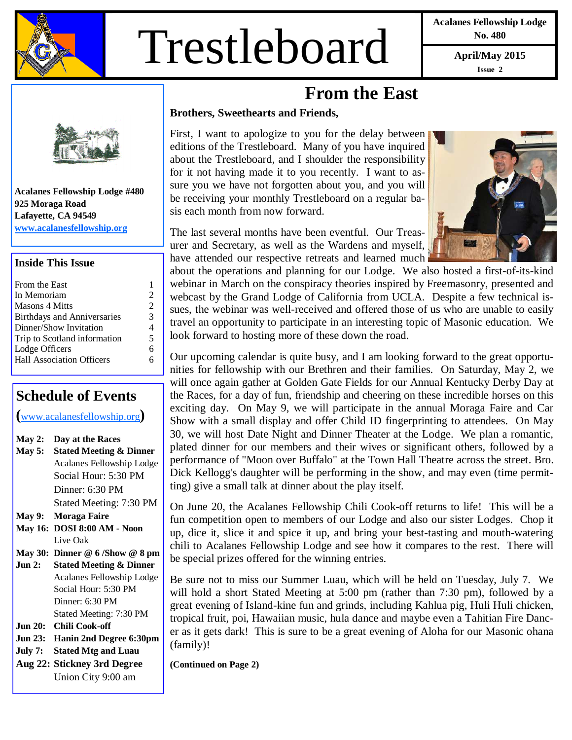# Trestleboard

**Acalanes Fellowship Lodge No. 480**

**April/May 2015**

**Issue 2**

**Acalanes Fellowship Lodge #480**
**925 Moraga Road**
**Lafayette, CA 94549**
**www.acalanesfellowship.org**

## Inside This Issue

| | |
|---|---|
| From the East | 1 |
| In Memoriam | 2 |
| Masons 4 Mitts | 2 |
| Birthdays and Anniversaries | 3 |
| Dinner/Show Invitation | 4 |
| Trip to Scotland information | 5 |
| Lodge Officers | 6 |
| Hall Association Officers | 6 |

## Schedule of Events

(www.acalanesfellowship.org)

**May 2: Day at the Races**

**May 5: Stated Meeting & Dinner**
Acalanes Fellowship Lodge
Social Hour: 5:30 PM
Dinner: 6:30 PM
Stated Meeting: 7:30 PM

**May 9: Moraga Faire**

**May 16: DOSI 8:00 AM - Noon**
Live Oak

**May 30: Dinner @ 6 /Show @ 8 pm**

**Jun 2: Stated Meeting & Dinner**
Acalanes Fellowship Lodge
Social Hour: 5:30 PM
Dinner: 6:30 PM
Stated Meeting: 7:30 PM

**Jun 20: Chili Cook-off**

**Jun 23: Hanin 2nd Degree 6:30pm**

**July 7: Stated Mtg and Luau**

**Aug 22: Stickney 3rd Degree**
Union City 9:00 am

# From the East

**Brothers, Sweethearts and Friends,**

First, I want to apologize to you for the delay between editions of the Trestleboard. Many of you have inquired about the Trestleboard, and I shoulder the responsibility for it not having made it to you recently. I want to assure you we have not forgotten about you, and you will be receiving your monthly Trestleboard on a regular basis each month from now forward.

The last several months have been eventful. Our Treasurer and Secretary, as well as the Wardens and myself, have attended our respective retreats and learned much about the operations and planning for our Lodge. We also hosted a first-of-its-kind webinar in March on the conspiracy theories inspired by Freemasonry, presented and webcast by the Grand Lodge of California from UCLA. Despite a few technical issues, the webinar was well-received and offered those of us who are unable to easily travel an opportunity to participate in an interesting topic of Masonic education. We look forward to hosting more of these down the road.

Our upcoming calendar is quite busy, and I am looking forward to the great opportunities for fellowship with our Brethren and their families. On Saturday, May 2, we will once again gather at Golden Gate Fields for our Annual Kentucky Derby Day at the Races, for a day of fun, friendship and cheering on these incredible horses on this exciting day. On May 9, we will participate in the annual Moraga Faire and Car Show with a small display and offer Child ID fingerprinting to attendees. On May 30, we will host Date Night and Dinner Theater at the Lodge. We plan a romantic, plated dinner for our members and their wives or significant others, followed by a performance of "Moon over Buffalo" at the Town Hall Theatre across the street. Bro. Dick Kellogg's daughter will be performing in the show, and may even (time permitting) give a small talk at dinner about the play itself.

On June 20, the Acalanes Fellowship Chili Cook-off returns to life! This will be a fun competition open to members of our Lodge and also our sister Lodges. Chop it up, dice it, slice it and spice it up, and bring your best-tasting and mouth-watering chili to Acalanes Fellowship Lodge and see how it compares to the rest. There will be special prizes offered for the winning entries.

Be sure not to miss our Summer Luau, which will be held on Tuesday, July 7. We will hold a short Stated Meeting at 5:00 pm (rather than 7:30 pm), followed by a great evening of Island-kine fun and grinds, including Kahlua pig, Huli Huli chicken, tropical fruit, poi, Hawaiian music, hula dance and maybe even a Tahitian Fire Dancer as it gets dark! This is sure to be a great evening of Aloha for our Masonic ohana (family)!

**(Continued on Page 2)**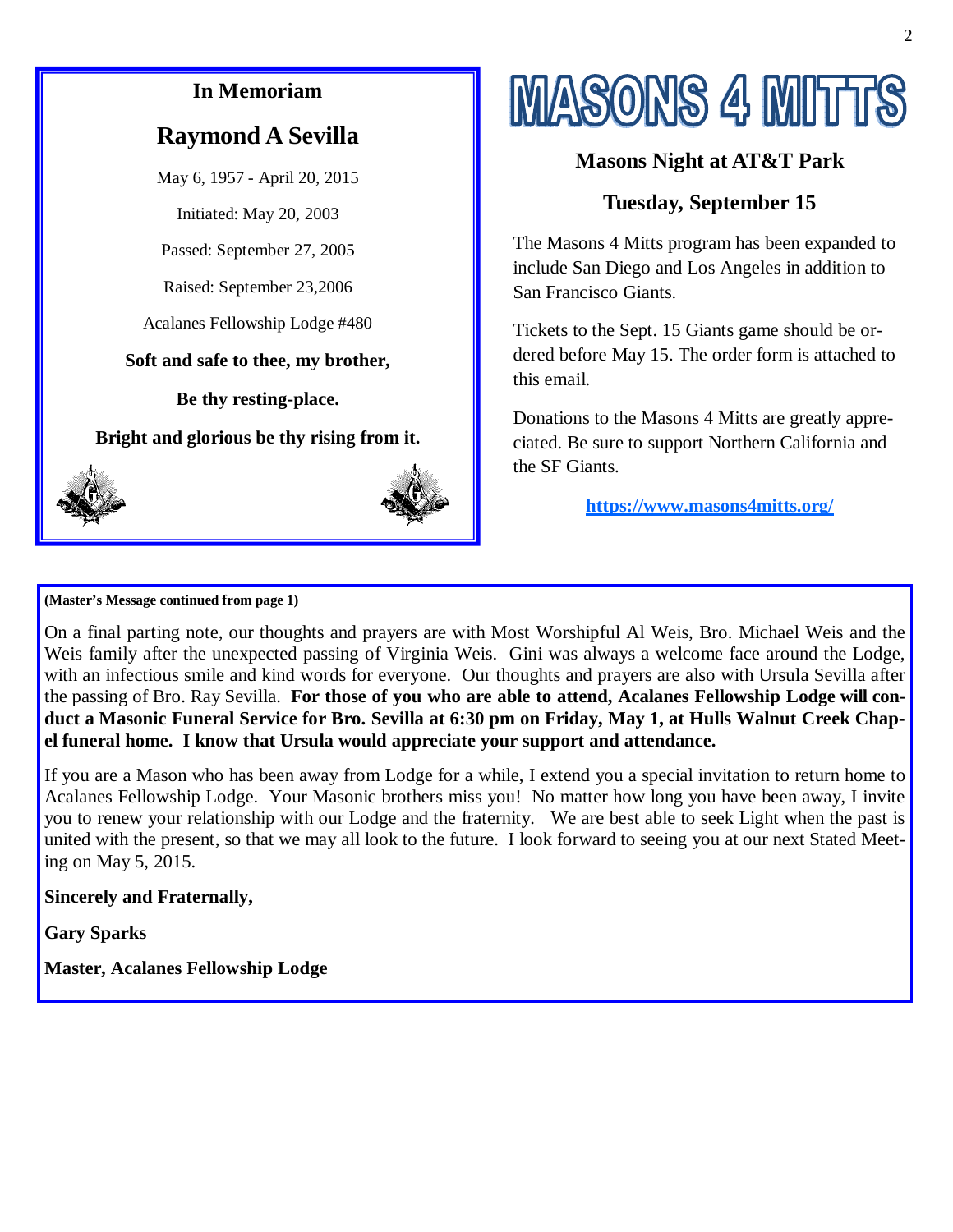## In Memoriam

## Raymond A Sevilla

May 6, 1957 - April 20, 2015

Initiated: May 20, 2003

Passed: September 27, 2005

Raised: September 23,2006

Acalanes Fellowship Lodge #480

**Soft and safe to thee, my brother,**

**Be thy resting-place.**

**Bright and glorious be thy rising from it.**

# MASONS 4 MITTS

### Masons Night at AT&T Park

### Tuesday, September 15

The Masons 4 Mitts program has been expanded to include San Diego and Los Angeles in addition to San Francisco Giants.

Tickets to the Sept. 15 Giants game should be ordered before May 15. The order form is attached to this email.

Donations to the Masons 4 Mitts are greatly appreciated. Be sure to support Northern California and the SF Giants.

**https://www.masons4mitts.org/**

**(Master's Message continued from page 1)**

On a final parting note, our thoughts and prayers are with Most Worshipful Al Weis, Bro. Michael Weis and the Weis family after the unexpected passing of Virginia Weis. Gini was always a welcome face around the Lodge, with an infectious smile and kind words for everyone. Our thoughts and prayers are also with Ursula Sevilla after the passing of Bro. Ray Sevilla. **For those of you who are able to attend, Acalanes Fellowship Lodge will conduct a Masonic Funeral Service for Bro. Sevilla at 6:30 pm on Friday, May 1, at Hulls Walnut Creek Chapel funeral home. I know that Ursula would appreciate your support and attendance.**

If you are a Mason who has been away from Lodge for a while, I extend you a special invitation to return home to Acalanes Fellowship Lodge. Your Masonic brothers miss you! No matter how long you have been away, I invite you to renew your relationship with our Lodge and the fraternity. We are best able to seek Light when the past is united with the present, so that we may all look to the future. I look forward to seeing you at our next Stated Meeting on May 5, 2015.

**Sincerely and Fraternally,**

**Gary Sparks**

**Master, Acalanes Fellowship Lodge**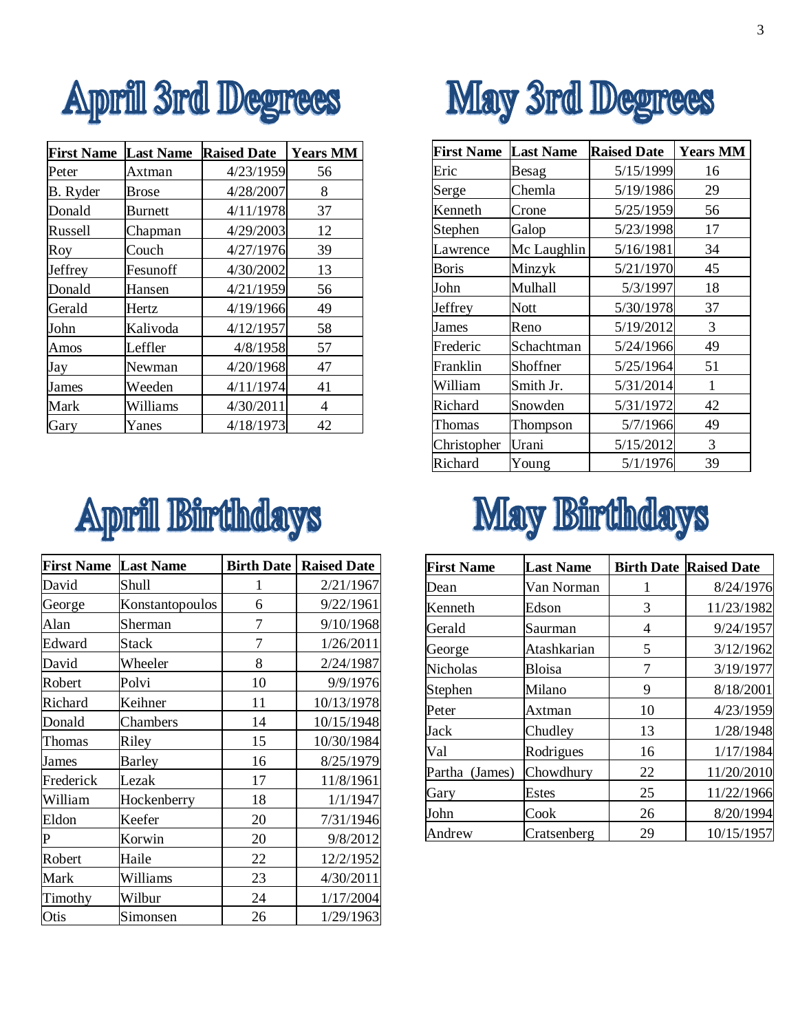# April 3rd Degrees

| First Name | Last Name | Raised Date | Years MM |
|---|---|---|---|
| Peter | Axtman | 4/23/1959 | 56 |
| B. Ryder | Brose | 4/28/2007 | 8 |
| Donald | Burnett | 4/11/1978 | 37 |
| Russell | Chapman | 4/29/2003 | 12 |
| Roy | Couch | 4/27/1976 | 39 |
| Jeffrey | Fesunoff | 4/30/2002 | 13 |
| Donald | Hansen | 4/21/1959 | 56 |
| Gerald | Hertz | 4/19/1966 | 49 |
| John | Kalivoda | 4/12/1957 | 58 |
| Amos | Leffler | 4/8/1958 | 57 |
| Jay | Newman | 4/20/1968 | 47 |
| James | Weeden | 4/11/1974 | 41 |
| Mark | Williams | 4/30/2011 | 4 |
| Gary | Yanes | 4/18/1973 | 42 |

# May 3rd Degrees

| First Name | Last Name | Raised Date | Years MM |
|---|---|---|---|
| Eric | Besag | 5/15/1999 | 16 |
| Serge | Chemla | 5/19/1986 | 29 |
| Kenneth | Crone | 5/25/1959 | 56 |
| Stephen | Galop | 5/23/1998 | 17 |
| Lawrence | Mc Laughlin | 5/16/1981 | 34 |
| Boris | Minzyk | 5/21/1970 | 45 |
| John | Mulhall | 5/3/1997 | 18 |
| Jeffrey | Nott | 5/30/1978 | 37 |
| James | Reno | 5/19/2012 | 3 |
| Frederic | Schachtman | 5/24/1966 | 49 |
| Franklin | Shoffner | 5/25/1964 | 51 |
| William | Smith Jr. | 5/31/2014 | 1 |
| Richard | Snowden | 5/31/1972 | 42 |
| Thomas | Thompson | 5/7/1966 | 49 |
| Christopher | Urani | 5/15/2012 | 3 |
| Richard | Young | 5/1/1976 | 39 |

# April Birthdays

| First Name | Last Name | Birth Date | Raised Date |
|---|---|---|---|
| David | Shull | 1 | 2/21/1967 |
| George | Konstantopoulos | 6 | 9/22/1961 |
| Alan | Sherman | 7 | 9/10/1968 |
| Edward | Stack | 7 | 1/26/2011 |
| David | Wheeler | 8 | 2/24/1987 |
| Robert | Polvi | 10 | 9/9/1976 |
| Richard | Keihner | 11 | 10/13/1978 |
| Donald | Chambers | 14 | 10/15/1948 |
| Thomas | Riley | 15 | 10/30/1984 |
| James | Barley | 16 | 8/25/1979 |
| Frederick | Lezak | 17 | 11/8/1961 |
| William | Hockenberry | 18 | 1/1/1947 |
| Eldon | Keefer | 20 | 7/31/1946 |
| P | Korwin | 20 | 9/8/2012 |
| Robert | Haile | 22 | 12/2/1952 |
| Mark | Williams | 23 | 4/30/2011 |
| Timothy | Wilbur | 24 | 1/17/2004 |
| Otis | Simonsen | 26 | 1/29/1963 |

# May Birthdays

| First Name | Last Name | Birth Date | Raised Date |
|---|---|---|---|
| Dean | Van Norman | 1 | 8/24/1976 |
| Kenneth | Edson | 3 | 11/23/1982 |
| Gerald | Saurman | 4 | 9/24/1957 |
| George | Atashkarian | 5 | 3/12/1962 |
| Nicholas | Bloisa | 7 | 3/19/1977 |
| Stephen | Milano | 9 | 8/18/2001 |
| Peter | Axtman | 10 | 4/23/1959 |
| Jack | Chudley | 13 | 1/28/1948 |
| Val | Rodrigues | 16 | 1/17/1984 |
| Partha (James) | Chowdhury | 22 | 11/20/2010 |
| Gary | Estes | 25 | 11/22/1966 |
| John | Cook | 26 | 8/20/1994 |
| Andrew | Cratsenberg | 29 | 10/15/1957 |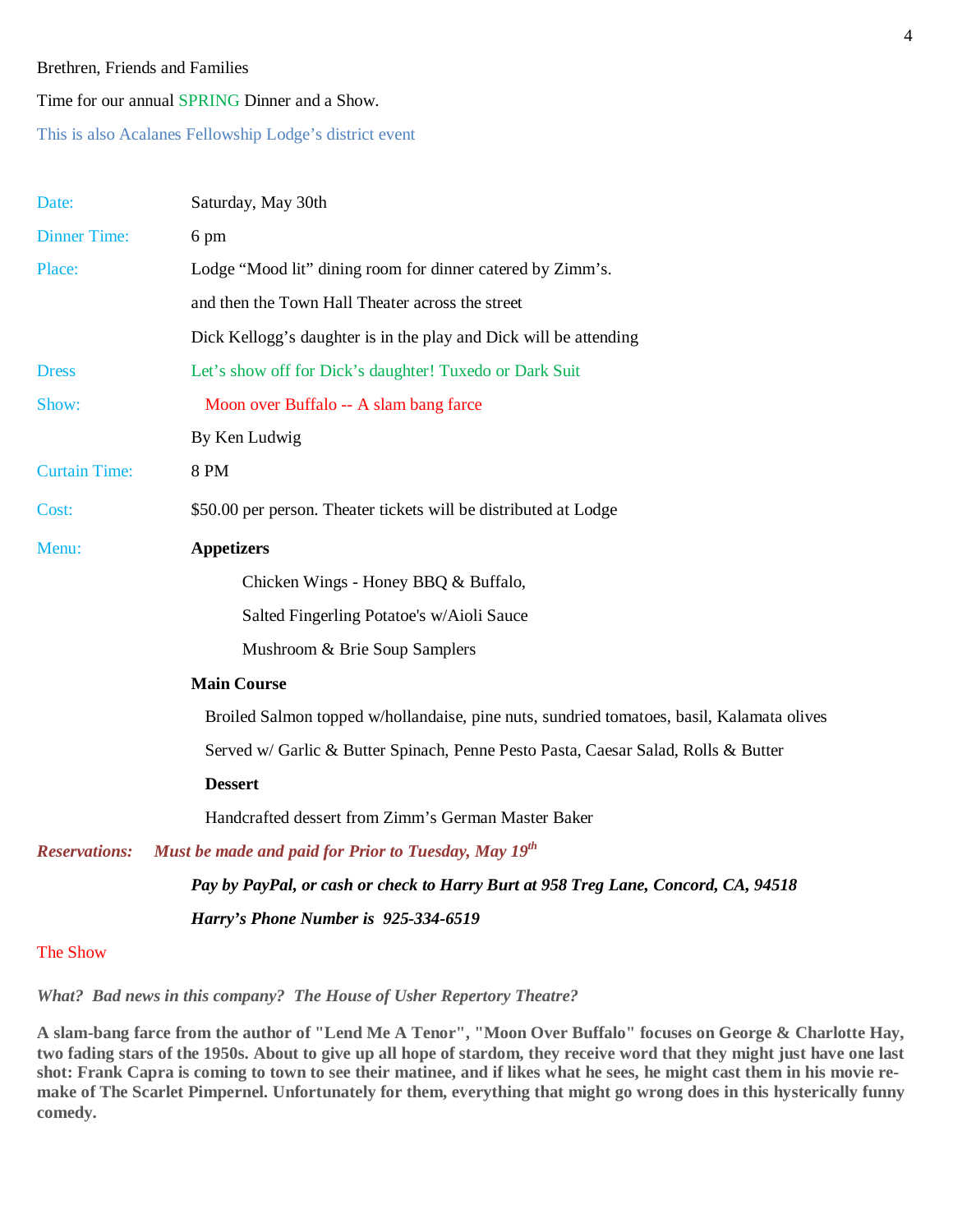Brethren, Friends and Families

Time for our annual SPRING Dinner and a Show.

This is also Acalanes Fellowship Lodge's district event

| | |
|---|---|
| Date: | Saturday, May 30th |
| Dinner Time: | 6 pm |
| Place: | Lodge "Mood lit" dining room for dinner catered by Zimm's. |
| | and then the Town Hall Theater across the street |
| | Dick Kellogg's daughter is in the play and Dick will be attending |
| Dress | Let's show off for Dick's daughter! Tuxedo or Dark Suit |
| Show: | Moon over Buffalo -- A slam bang farce |
| | By Ken Ludwig |
| Curtain Time: | 8 PM |
| Cost: | $50.00 per person. Theater tickets will be distributed at Lodge |

Menu:

**Appetizers**

Chicken Wings - Honey BBQ & Buffalo,

Salted Fingerling Potatoe's w/Aioli Sauce

Mushroom & Brie Soup Samplers

**Main Course**

Broiled Salmon topped w/hollandaise, pine nuts, sundried tomatoes, basil, Kalamata olives

Served w/ Garlic & Butter Spinach, Penne Pesto Pasta, Caesar Salad, Rolls & Butter

**Dessert**

Handcrafted dessert from Zimm's German Master Baker

***Reservations: Must be made and paid for Prior to Tuesday, May 19th***

***Pay by PayPal, or cash or check to Harry Burt at 958 Treg Lane, Concord, CA, 94518***

***Harry's Phone Number is 925-334-6519***

The Show

***What? Bad news in this company? The House of Usher Repertory Theatre?***

**A slam-bang farce from the author of "Lend Me A Tenor", "Moon Over Buffalo" focuses on George & Charlotte Hay, two fading stars of the 1950s. About to give up all hope of stardom, they receive word that they might just have one last shot: Frank Capra is coming to town to see their matinee, and if likes what he sees, he might cast them in his movie re-make of The Scarlet Pimpernel. Unfortunately for them, everything that might go wrong does in this hysterically funny comedy.**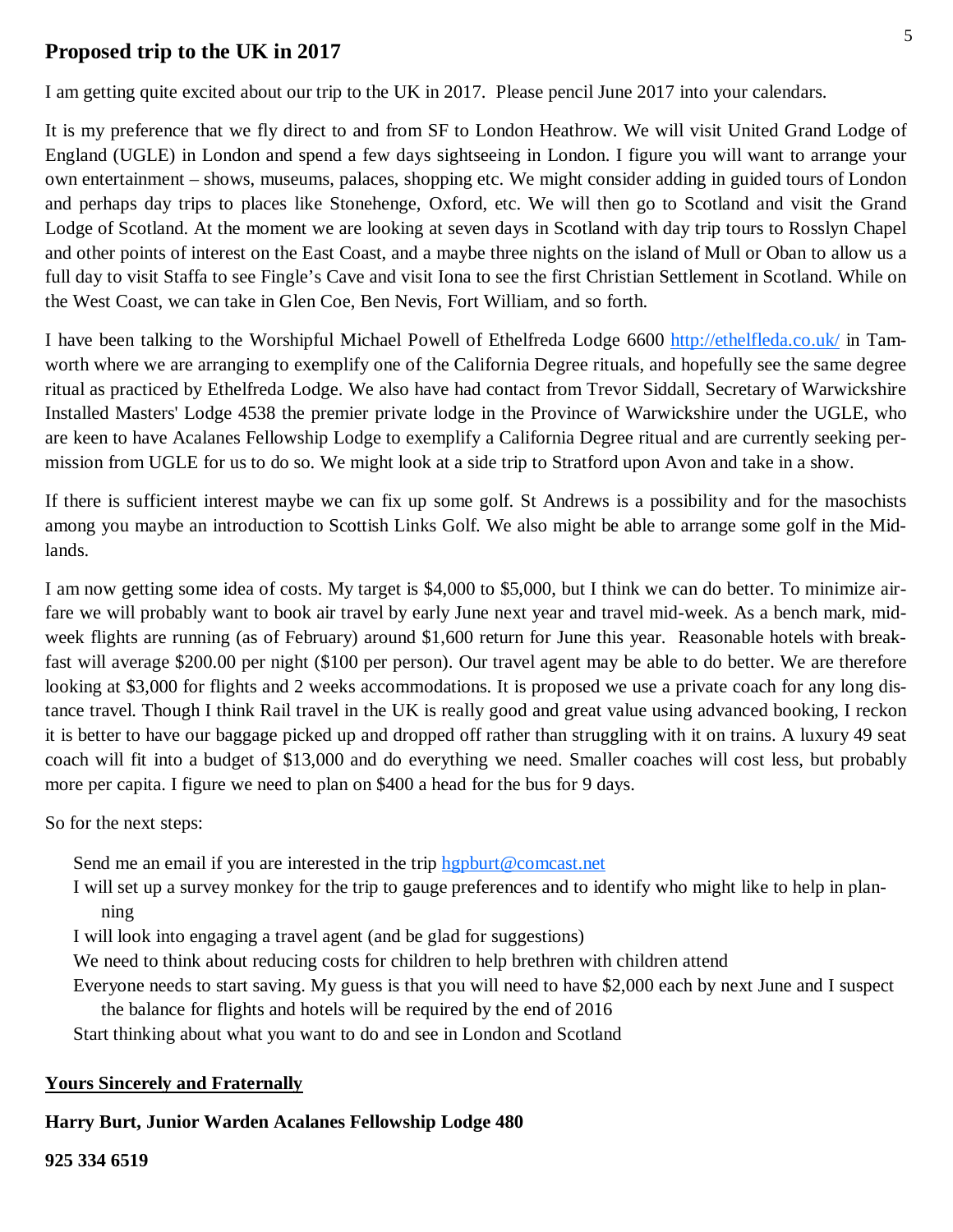## Proposed trip to the UK in 2017

I am getting quite excited about our trip to the UK in 2017. Please pencil June 2017 into your calendars.

It is my preference that we fly direct to and from SF to London Heathrow. We will visit United Grand Lodge of England (UGLE) in London and spend a few days sightseeing in London. I figure you will want to arrange your own entertainment – shows, museums, palaces, shopping etc. We might consider adding in guided tours of London and perhaps day trips to places like Stonehenge, Oxford, etc. We will then go to Scotland and visit the Grand Lodge of Scotland. At the moment we are looking at seven days in Scotland with day trip tours to Rosslyn Chapel and other points of interest on the East Coast, and a maybe three nights on the island of Mull or Oban to allow us a full day to visit Staffa to see Fingle's Cave and visit Iona to see the first Christian Settlement in Scotland. While on the West Coast, we can take in Glen Coe, Ben Nevis, Fort William, and so forth.

I have been talking to the Worshipful Michael Powell of Ethelfreda Lodge 6600 [http://ethelfleda.co.uk/](http://ethelfleda.co.uk/) in Tamworth where we are arranging to exemplify one of the California Degree rituals, and hopefully see the same degree ritual as practiced by Ethelfreda Lodge. We also have had contact from Trevor Siddall, Secretary of Warwickshire Installed Masters' Lodge 4538 the premier private lodge in the Province of Warwickshire under the UGLE, who are keen to have Acalanes Fellowship Lodge to exemplify a California Degree ritual and are currently seeking permission from UGLE for us to do so. We might look at a side trip to Stratford upon Avon and take in a show.

If there is sufficient interest maybe we can fix up some golf. St Andrews is a possibility and for the masochists among you maybe an introduction to Scottish Links Golf. We also might be able to arrange some golf in the Midlands.

I am now getting some idea of costs. My target is $4,000 to $5,000, but I think we can do better. To minimize airfare we will probably want to book air travel by early June next year and travel mid-week. As a bench mark, midweek flights are running (as of February) around $1,600 return for June this year. Reasonable hotels with breakfast will average $200.00 per night ($100 per person). Our travel agent may be able to do better. We are therefore looking at $3,000 for flights and 2 weeks accommodations. It is proposed we use a private coach for any long distance travel. Though I think Rail travel in the UK is really good and great value using advanced booking, I reckon it is better to have our baggage picked up and dropped off rather than struggling with it on trains. A luxury 49 seat coach will fit into a budget of $13,000 and do everything we need. Smaller coaches will cost less, but probably more per capita. I figure we need to plan on $400 a head for the bus for 9 days.

So for the next steps:

- Send me an email if you are interested in the trip [hgpburt@comcast.net](mailto:hgpburt@comcast.net)
- I will set up a survey monkey for the trip to gauge preferences and to identify who might like to help in planning
- I will look into engaging a travel agent (and be glad for suggestions)
- We need to think about reducing costs for children to help brethren with children attend
- Everyone needs to start saving. My guess is that you will need to have $2,000 each by next June and I suspect the balance for flights and hotels will be required by the end of 2016
- Start thinking about what you want to do and see in London and Scotland

**Yours Sincerely and Fraternally**

**Harry Burt, Junior Warden Acalanes Fellowship Lodge 480**

**925 334 6519**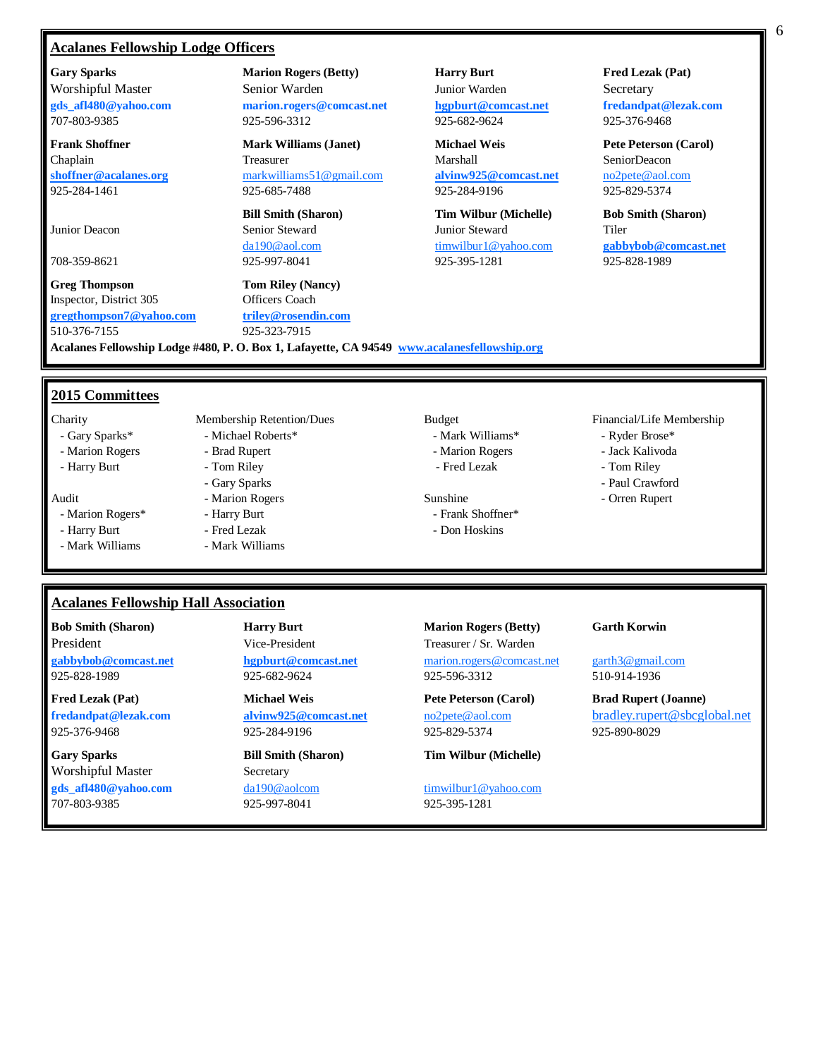## Acalanes Fellowship Lodge Officers

**Gary Sparks**
Worshipful Master
**gds_afl480@yahoo.com**
707-803-9385

**Marion Rogers (Betty)**
Senior Warden
**marion.rogers@comcast.net**
925-596-3312

**Harry Burt**
Junior Warden
**hgpburt@comcast.net**
925-682-9624

**Fred Lezak (Pat)**
Secretary
**fredandpat@lezak.com**
925-376-9468

**Frank Shoffner**
Chaplain
**shoffner@acalanes.org**
925-284-1461

**Mark Williams (Janet)**
Treasurer
markwilliams51@gmail.com
925-685-7488

**Michael Weis**
Marshall
**alvinw925@comcast.net**
925-284-9196

**Pete Peterson (Carol)**
SeniorDeacon
no2pete@aol.com
925-829-5374

Junior Deacon
708-359-8621

**Bill Smith (Sharon)**
Senior Steward
da190@aol.com
925-997-8041

**Tim Wilbur (Michelle)**
Junior Steward
timwilbur1@yahoo.com
925-395-1281

**Bob Smith (Sharon)**
Tiler
**gabbybob@comcast.net**
925-828-1989

**Greg Thompson**
Inspector, District 305
**gregthompson7@yahoo.com**
510-376-7155

**Tom Riley (Nancy)**
Officers Coach
**triley@rosendin.com**
925-323-7915

**Acalanes Fellowship Lodge #480, P. O. Box 1, Lafayette, CA 94549** www.acalanesfellowship.org

## 2015 Committees

Charity
- Gary Sparks*
- Marion Rogers
- Harry Burt

Audit
- Marion Rogers*
- Harry Burt
- Mark Williams

Membership Retention/Dues
- Michael Roberts*
- Brad Rupert
- Tom Riley
- Gary Sparks
- Marion Rogers
- Harry Burt
- Fred Lezak
- Mark Williams

Budget
- Mark Williams*
- Marion Rogers
- Fred Lezak

Sunshine
- Frank Shoffner*
- Don Hoskins

Financial/Life Membership
- Ryder Brose*
- Jack Kalivoda
- Tom Riley
- Paul Crawford
- Orren Rupert

## Acalanes Fellowship Hall Association

**Bob Smith (Sharon)**
President
**gabbybob@comcast.net**
925-828-1989

**Harry Burt**
Vice-President
**hgpburt@comcast.net**
925-682-9624

**Marion Rogers (Betty)**
Treasurer / Sr. Warden
marion.rogers@comcast.net
925-596-3312

**Garth Korwin**
garth3@gmail.com
510-914-1936

**Fred Lezak (Pat)**
**fredandpat@lezak.com**
925-376-9468

**Michael Weis**
**alvinw925@comcast.net**
925-284-9196

**Pete Peterson (Carol)**
no2pete@aol.com
925-829-5374

**Brad Rupert (Joanne)**
bradley.rupert@sbcglobal.net
925-890-8029

**Gary Sparks**
Worshipful Master
**gds_afl480@yahoo.com**
707-803-9385

**Bill Smith (Sharon)**
Secretary
da190@aolcom
925-997-8041

**Tim Wilbur (Michelle)**
timwilbur1@yahoo.com
925-395-1281